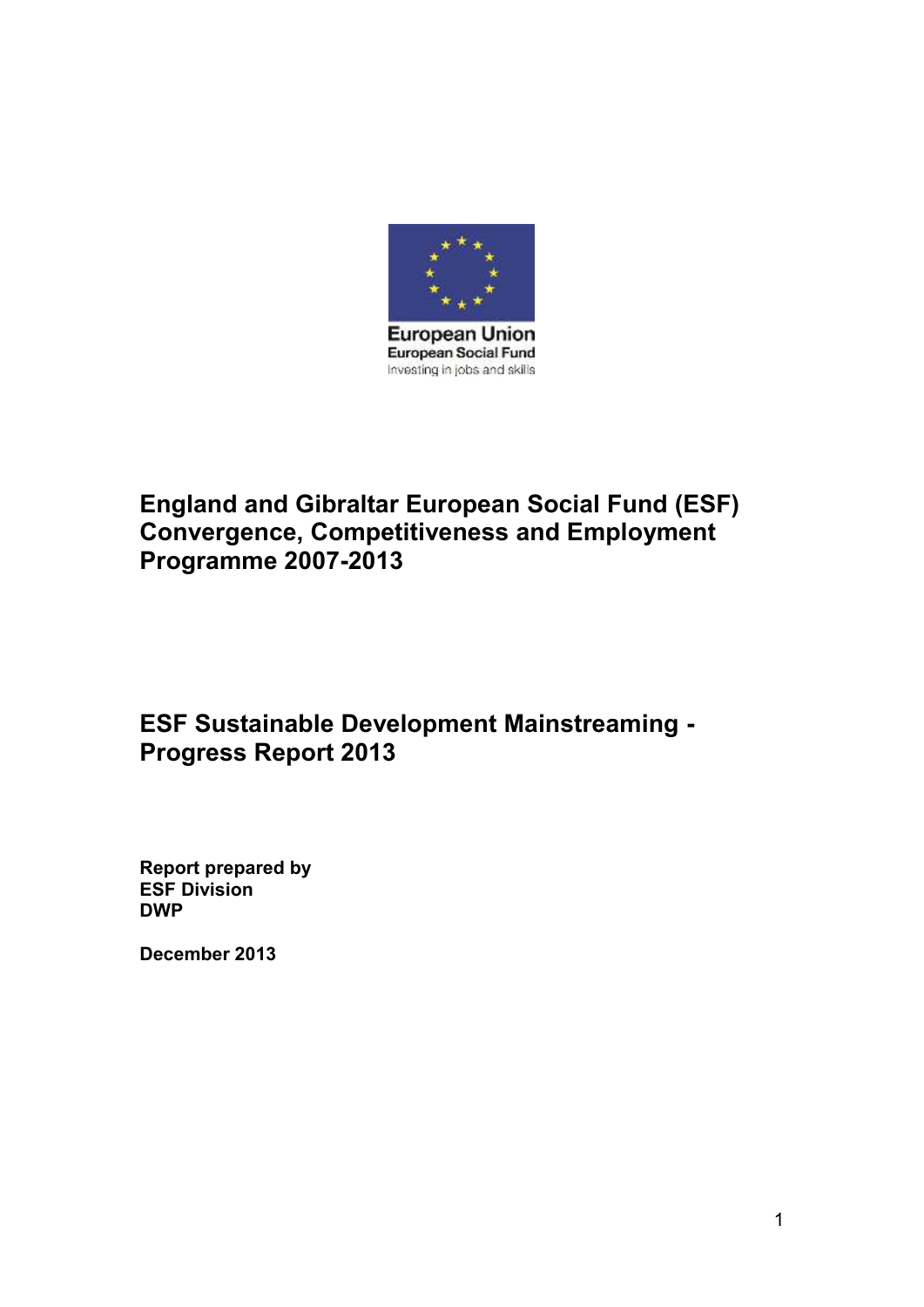European Union
European Social Fund
Investing in jobs and skills

# England and Gibraltar European Social Fund (ESF) Convergence, Competitiveness and Employment Programme 2007-2013

# ESF Sustainable Development Mainstreaming - Progress Report 2013

**Report prepared by**
**ESF Division**
**DWP**

**December 2013**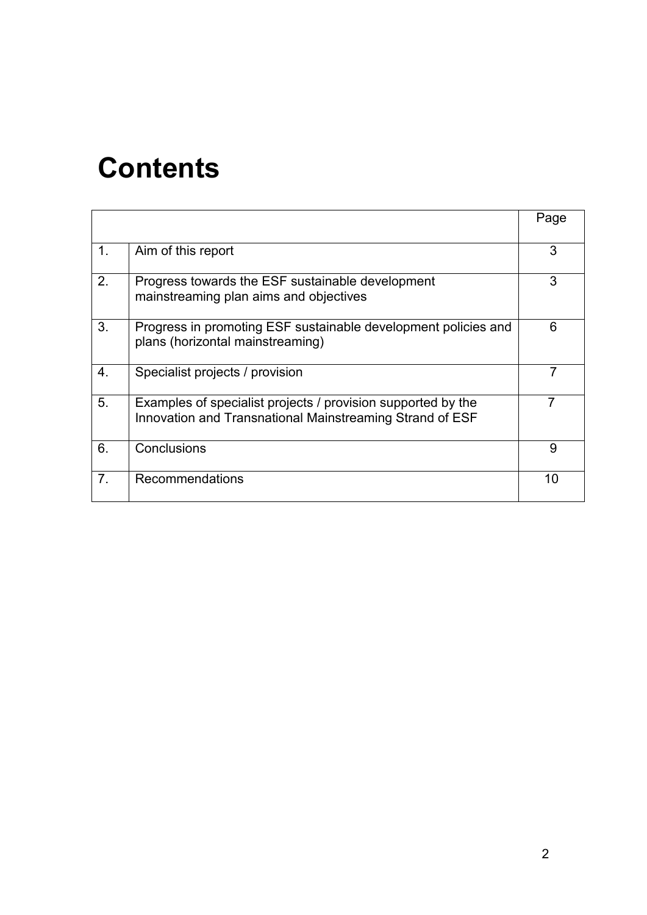# Contents

| | | Page |
|---|---|---|
| 1. | Aim of this report | 3 |
| 2. | Progress towards the ESF sustainable development mainstreaming plan aims and objectives | 3 |
| 3. | Progress in promoting ESF sustainable development policies and plans (horizontal mainstreaming) | 6 |
| 4. | Specialist projects / provision | 7 |
| 5. | Examples of specialist projects / provision supported by the Innovation and Transnational Mainstreaming Strand of ESF | 7 |
| 6. | Conclusions | 9 |
| 7. | Recommendations | 10 |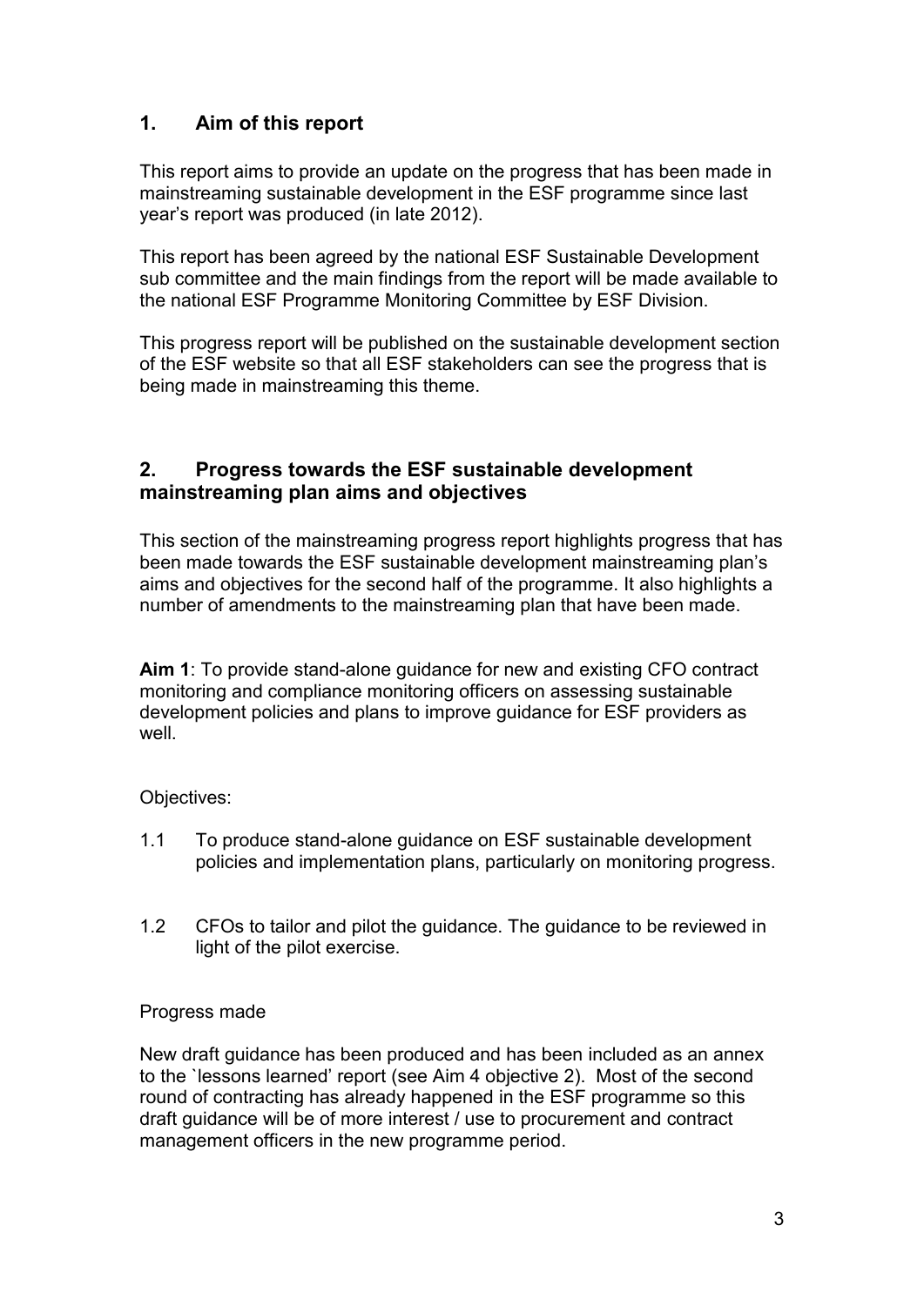## 1. Aim of this report

This report aims to provide an update on the progress that has been made in mainstreaming sustainable development in the ESF programme since last year's report was produced (in late 2012).

This report has been agreed by the national ESF Sustainable Development sub committee and the main findings from the report will be made available to the national ESF Programme Monitoring Committee by ESF Division.

This progress report will be published on the sustainable development section of the ESF website so that all ESF stakeholders can see the progress that is being made in mainstreaming this theme.

## 2. Progress towards the ESF sustainable development mainstreaming plan aims and objectives

This section of the mainstreaming progress report highlights progress that has been made towards the ESF sustainable development mainstreaming plan's aims and objectives for the second half of the programme. It also highlights a number of amendments to the mainstreaming plan that have been made.

**Aim 1**: To provide stand-alone guidance for new and existing CFO contract monitoring and compliance monitoring officers on assessing sustainable development policies and plans to improve guidance for ESF providers as well.

Objectives:

1.1 To produce stand-alone guidance on ESF sustainable development policies and implementation plans, particularly on monitoring progress.

1.2 CFOs to tailor and pilot the guidance. The guidance to be reviewed in light of the pilot exercise.

Progress made

New draft guidance has been produced and has been included as an annex to the `lessons learned' report (see Aim 4 objective 2). Most of the second round of contracting has already happened in the ESF programme so this draft guidance will be of more interest / use to procurement and contract management officers in the new programme period.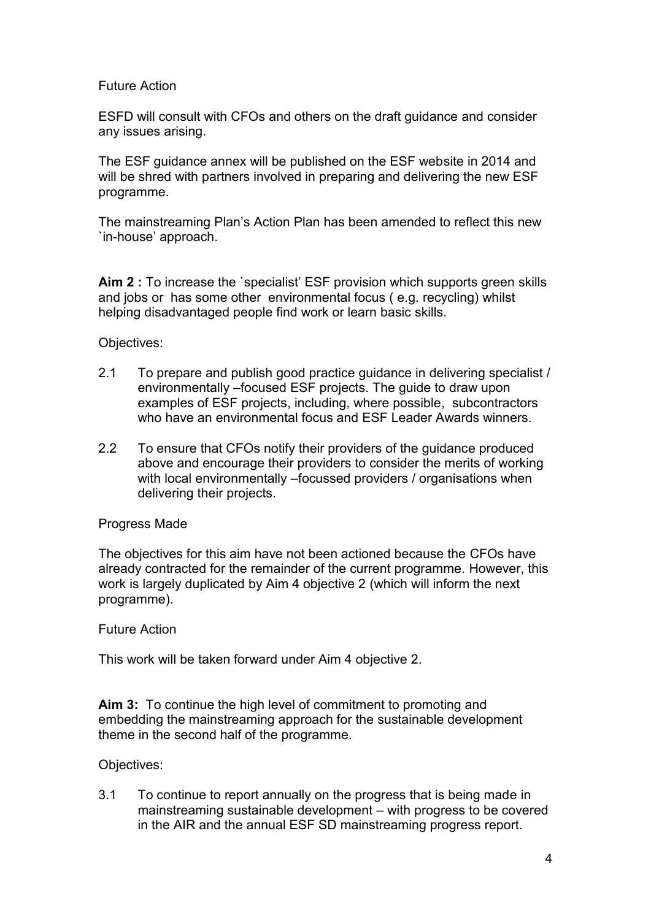Future Action

ESFD will consult with CFOs and others on the draft guidance and consider any issues arising.

The ESF guidance annex will be published on the ESF website in 2014 and will be shred with partners involved in preparing and delivering the new ESF programme.

The mainstreaming Plan's Action Plan has been amended to reflect this new `in-house' approach.

**Aim 2 :** To increase the `specialist' ESF provision which supports green skills and jobs or has some other environmental focus ( e.g. recycling) whilst helping disadvantaged people find work or learn basic skills.

Objectives:

2.1 To prepare and publish good practice guidance in delivering specialist / environmentally –focused ESF projects. The guide to draw upon examples of ESF projects, including, where possible, subcontractors who have an environmental focus and ESF Leader Awards winners.

2.2 To ensure that CFOs notify their providers of the guidance produced above and encourage their providers to consider the merits of working with local environmentally –focussed providers / organisations when delivering their projects.

Progress Made

The objectives for this aim have not been actioned because the CFOs have already contracted for the remainder of the current programme. However, this work is largely duplicated by Aim 4 objective 2 (which will inform the next programme).

Future Action

This work will be taken forward under Aim 4 objective 2.

**Aim 3:** To continue the high level of commitment to promoting and embedding the mainstreaming approach for the sustainable development theme in the second half of the programme.

Objectives:

3.1 To continue to report annually on the progress that is being made in mainstreaming sustainable development – with progress to be covered in the AIR and the annual ESF SD mainstreaming progress report.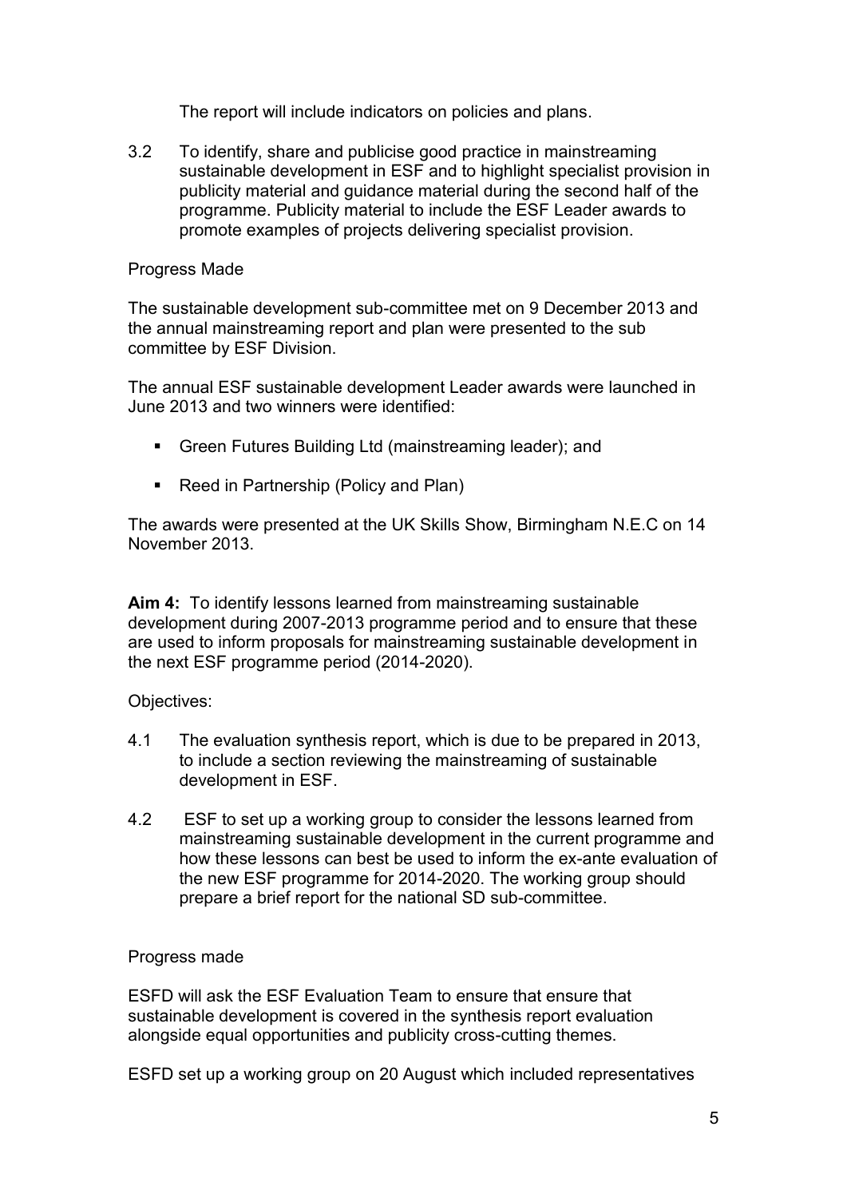The report will include indicators on policies and plans.

3.2 To identify, share and publicise good practice in mainstreaming sustainable development in ESF and to highlight specialist provision in publicity material and guidance material during the second half of the programme. Publicity material to include the ESF Leader awards to promote examples of projects delivering specialist provision.

Progress Made

The sustainable development sub-committee met on 9 December 2013 and the annual mainstreaming report and plan were presented to the sub committee by ESF Division.

The annual ESF sustainable development Leader awards were launched in June 2013 and two winners were identified:

- Green Futures Building Ltd (mainstreaming leader); and
- Reed in Partnership (Policy and Plan)

The awards were presented at the UK Skills Show, Birmingham N.E.C on 14 November 2013.

**Aim 4:** To identify lessons learned from mainstreaming sustainable development during 2007-2013 programme period and to ensure that these are used to inform proposals for mainstreaming sustainable development in the next ESF programme period (2014-2020).

Objectives:

4.1 The evaluation synthesis report, which is due to be prepared in 2013, to include a section reviewing the mainstreaming of sustainable development in ESF.

4.2 ESF to set up a working group to consider the lessons learned from mainstreaming sustainable development in the current programme and how these lessons can best be used to inform the ex-ante evaluation of the new ESF programme for 2014-2020. The working group should prepare a brief report for the national SD sub-committee.

Progress made

ESFD will ask the ESF Evaluation Team to ensure that ensure that sustainable development is covered in the synthesis report evaluation alongside equal opportunities and publicity cross-cutting themes.

ESFD set up a working group on 20 August which included representatives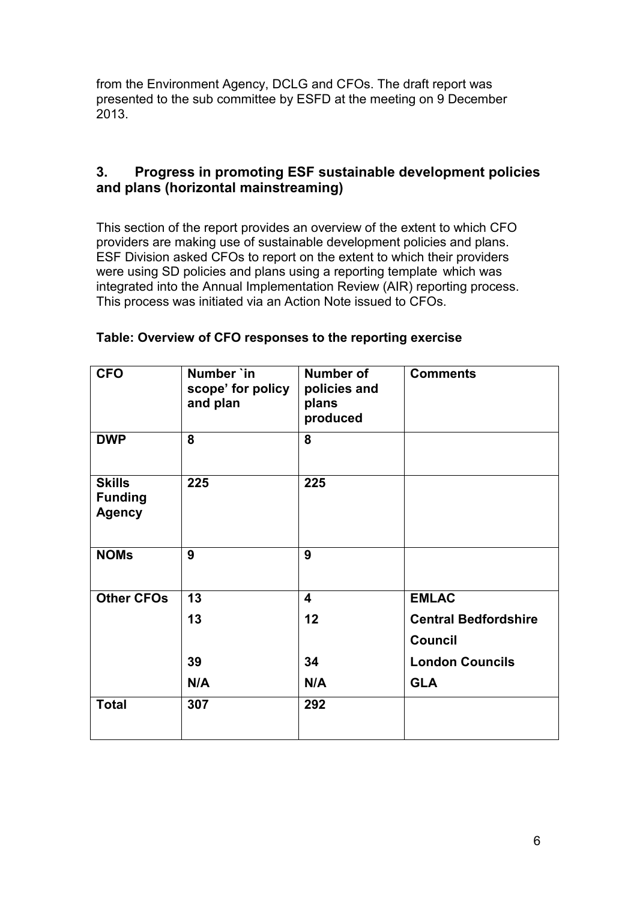from the Environment Agency, DCLG and CFOs. The draft report was presented to the sub committee by ESFD at the meeting on 9 December 2013.

## 3. Progress in promoting ESF sustainable development policies and plans (horizontal mainstreaming)

This section of the report provides an overview of the extent to which CFO providers are making use of sustainable development policies and plans. ESF Division asked CFOs to report on the extent to which their providers were using SD policies and plans using a reporting template which was integrated into the Annual Implementation Review (AIR) reporting process. This process was initiated via an Action Note issued to CFOs.

**Table: Overview of CFO responses to the reporting exercise**

| CFO | Number `in scope' for policy and plan | Number of policies and plans produced | Comments |
|---|---|---|---|
| **DWP** | **8** | **8** | |
| **Skills Funding Agency** | **225** | **225** | |
| **NOMs** | **9** | **9** | |
| **Other CFOs** | **13** | **4** | **EMLAC** |
| | **13** | **12** | **Central Bedfordshire Council** |
| | **39** | **34** | **London Councils** |
| | **N/A** | **N/A** | **GLA** |
| **Total** | **307** | **292** | |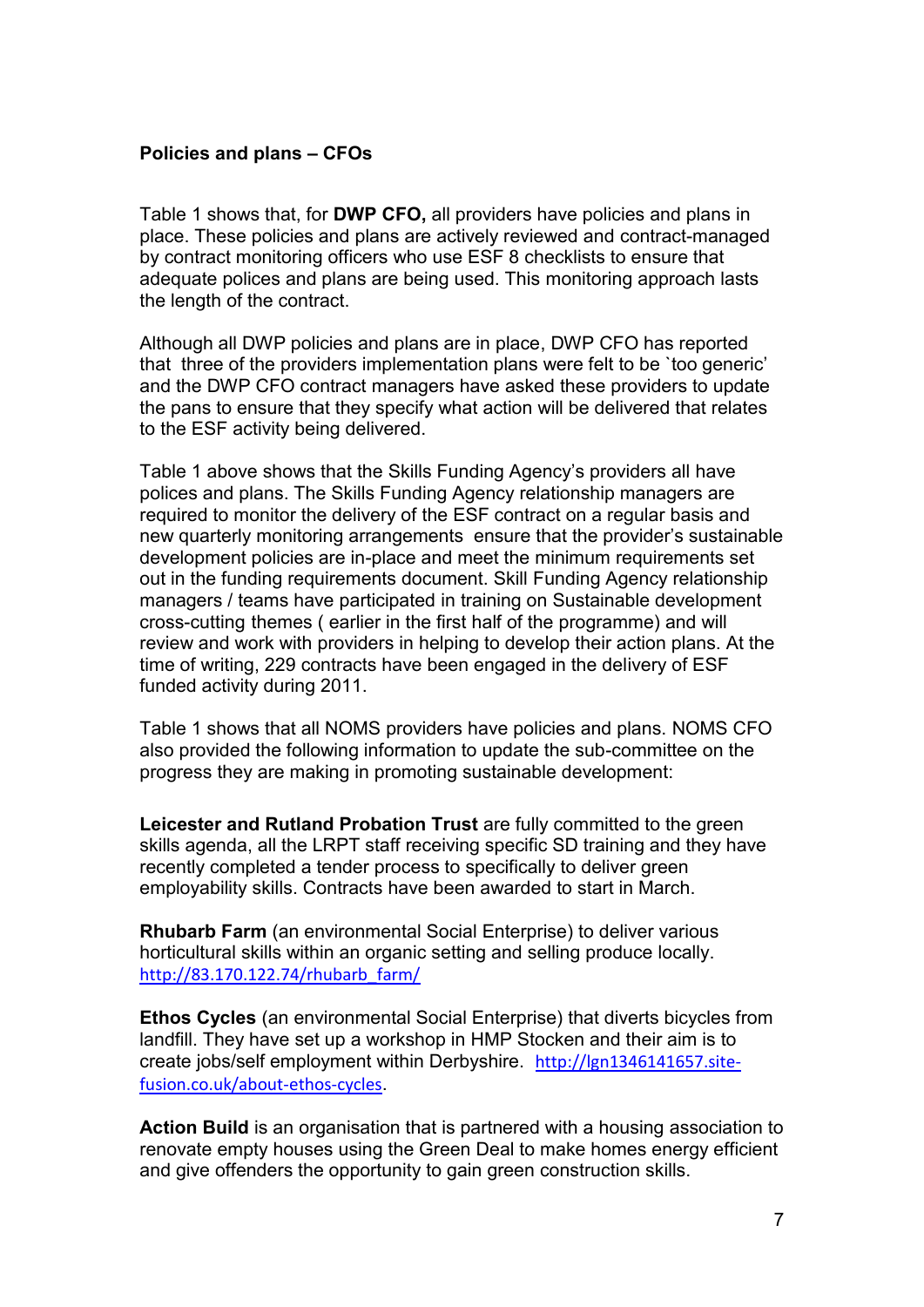**Policies and plans – CFOs**

Table 1 shows that, for **DWP CFO,** all providers have policies and plans in place. These policies and plans are actively reviewed and contract-managed by contract monitoring officers who use ESF 8 checklists to ensure that adequate polices and plans are being used. This monitoring approach lasts the length of the contract.

Although all DWP policies and plans are in place, DWP CFO has reported that three of the providers implementation plans were felt to be `too generic' and the DWP CFO contract managers have asked these providers to update the pans to ensure that they specify what action will be delivered that relates to the ESF activity being delivered.

Table 1 above shows that the Skills Funding Agency's providers all have polices and plans. The Skills Funding Agency relationship managers are required to monitor the delivery of the ESF contract on a regular basis and new quarterly monitoring arrangements ensure that the provider's sustainable development policies are in-place and meet the minimum requirements set out in the funding requirements document. Skill Funding Agency relationship managers / teams have participated in training on Sustainable development cross-cutting themes ( earlier in the first half of the programme) and will review and work with providers in helping to develop their action plans. At the time of writing, 229 contracts have been engaged in the delivery of ESF funded activity during 2011.

Table 1 shows that all NOMS providers have policies and plans. NOMS CFO also provided the following information to update the sub-committee on the progress they are making in promoting sustainable development:

**Leicester and Rutland Probation Trust** are fully committed to the green skills agenda, all the LRPT staff receiving specific SD training and they have recently completed a tender process to specifically to deliver green employability skills. Contracts have been awarded to start in March.

**Rhubarb Farm** (an environmental Social Enterprise) to deliver various horticultural skills within an organic setting and selling produce locally. http://83.170.122.74/rhubarb_farm/

**Ethos Cycles** (an environmental Social Enterprise) that diverts bicycles from landfill. They have set up a workshop in HMP Stocken and their aim is to create jobs/self employment within Derbyshire. http://lgn1346141657.site-fusion.co.uk/about-ethos-cycles.

**Action Build** is an organisation that is partnered with a housing association to renovate empty houses using the Green Deal to make homes energy efficient and give offenders the opportunity to gain green construction skills.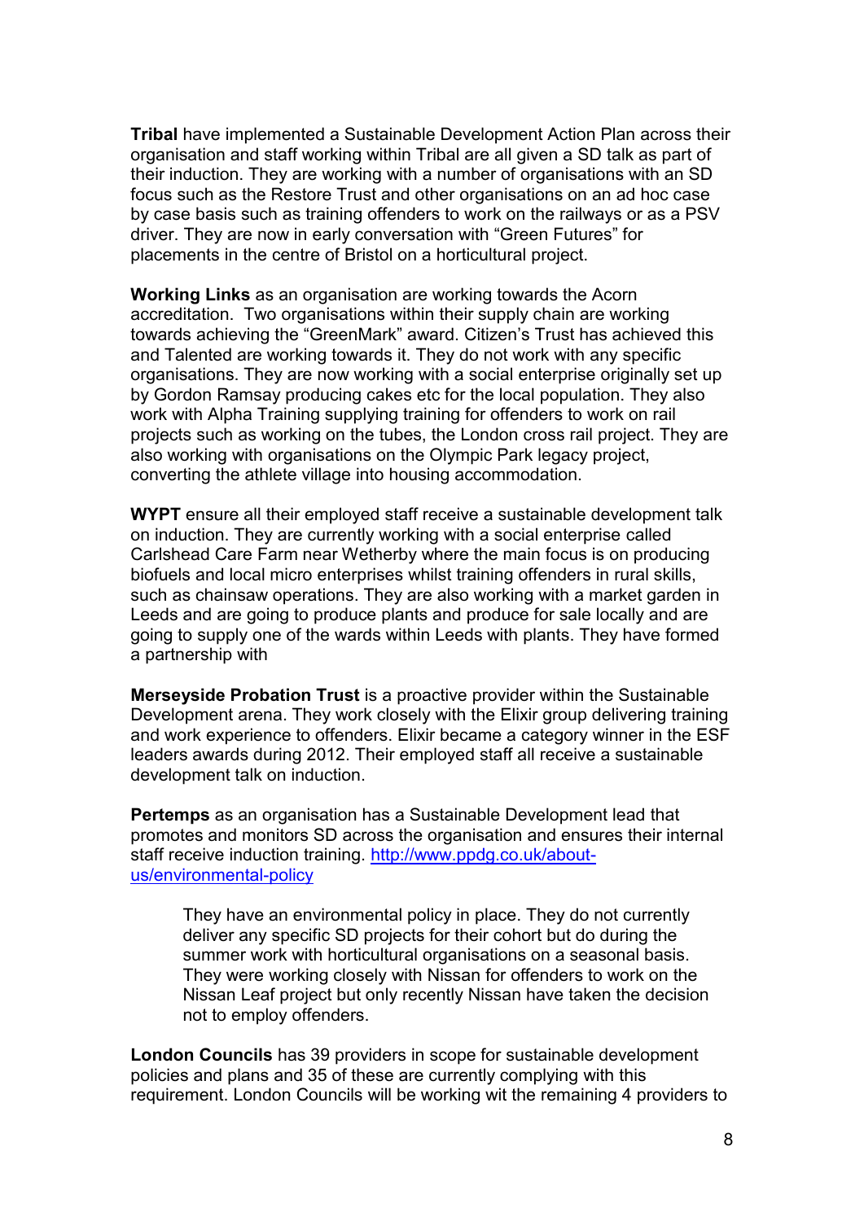**Tribal** have implemented a Sustainable Development Action Plan across their organisation and staff working within Tribal are all given a SD talk as part of their induction. They are working with a number of organisations with an SD focus such as the Restore Trust and other organisations on an ad hoc case by case basis such as training offenders to work on the railways or as a PSV driver. They are now in early conversation with "Green Futures" for placements in the centre of Bristol on a horticultural project.

**Working Links** as an organisation are working towards the Acorn accreditation. Two organisations within their supply chain are working towards achieving the "GreenMark" award. Citizen's Trust has achieved this and Talented are working towards it. They do not work with any specific organisations. They are now working with a social enterprise originally set up by Gordon Ramsay producing cakes etc for the local population. They also work with Alpha Training supplying training for offenders to work on rail projects such as working on the tubes, the London cross rail project. They are also working with organisations on the Olympic Park legacy project, converting the athlete village into housing accommodation.

**WYPT** ensure all their employed staff receive a sustainable development talk on induction. They are currently working with a social enterprise called Carlshead Care Farm near Wetherby where the main focus is on producing biofuels and local micro enterprises whilst training offenders in rural skills, such as chainsaw operations. They are also working with a market garden in Leeds and are going to produce plants and produce for sale locally and are going to supply one of the wards within Leeds with plants. They have formed a partnership with

**Merseyside Probation Trust** is a proactive provider within the Sustainable Development arena. They work closely with the Elixir group delivering training and work experience to offenders. Elixir became a category winner in the ESF leaders awards during 2012. Their employed staff all receive a sustainable development talk on induction.

**Pertemps** as an organisation has a Sustainable Development lead that promotes and monitors SD across the organisation and ensures their internal staff receive induction training. [http://www.ppdg.co.uk/about-us/environmental-policy](http://www.ppdg.co.uk/about-us/environmental-policy)

> They have an environmental policy in place. They do not currently deliver any specific SD projects for their cohort but do during the summer work with horticultural organisations on a seasonal basis. They were working closely with Nissan for offenders to work on the Nissan Leaf project but only recently Nissan have taken the decision not to employ offenders.

**London Councils** has 39 providers in scope for sustainable development policies and plans and 35 of these are currently complying with this requirement. London Councils will be working wit the remaining 4 providers to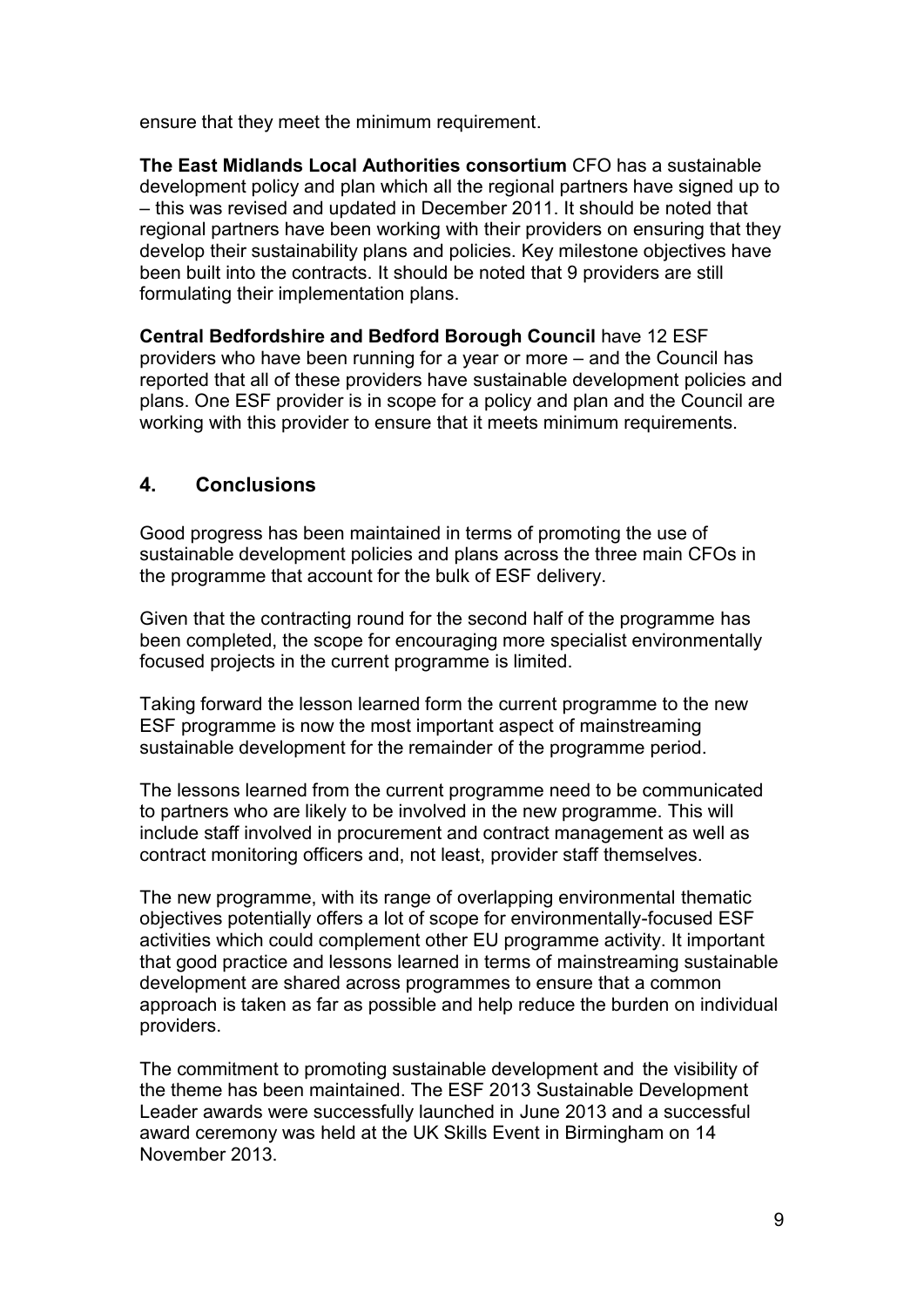ensure that they meet the minimum requirement.

**The East Midlands Local Authorities consortium** CFO has a sustainable development policy and plan which all the regional partners have signed up to – this was revised and updated in December 2011. It should be noted that regional partners have been working with their providers on ensuring that they develop their sustainability plans and policies. Key milestone objectives have been built into the contracts. It should be noted that 9 providers are still formulating their implementation plans.

**Central Bedfordshire and Bedford Borough Council** have 12 ESF providers who have been running for a year or more – and the Council has reported that all of these providers have sustainable development policies and plans. One ESF provider is in scope for a policy and plan and the Council are working with this provider to ensure that it meets minimum requirements.

## 4. Conclusions

Good progress has been maintained in terms of promoting the use of sustainable development policies and plans across the three main CFOs in the programme that account for the bulk of ESF delivery.

Given that the contracting round for the second half of the programme has been completed, the scope for encouraging more specialist environmentally focused projects in the current programme is limited.

Taking forward the lesson learned form the current programme to the new ESF programme is now the most important aspect of mainstreaming sustainable development for the remainder of the programme period.

The lessons learned from the current programme need to be communicated to partners who are likely to be involved in the new programme. This will include staff involved in procurement and contract management as well as contract monitoring officers and, not least, provider staff themselves.

The new programme, with its range of overlapping environmental thematic objectives potentially offers a lot of scope for environmentally-focused ESF activities which could complement other EU programme activity. It important that good practice and lessons learned in terms of mainstreaming sustainable development are shared across programmes to ensure that a common approach is taken as far as possible and help reduce the burden on individual providers.

The commitment to promoting sustainable development and the visibility of the theme has been maintained. The ESF 2013 Sustainable Development Leader awards were successfully launched in June 2013 and a successful award ceremony was held at the UK Skills Event in Birmingham on 14 November 2013.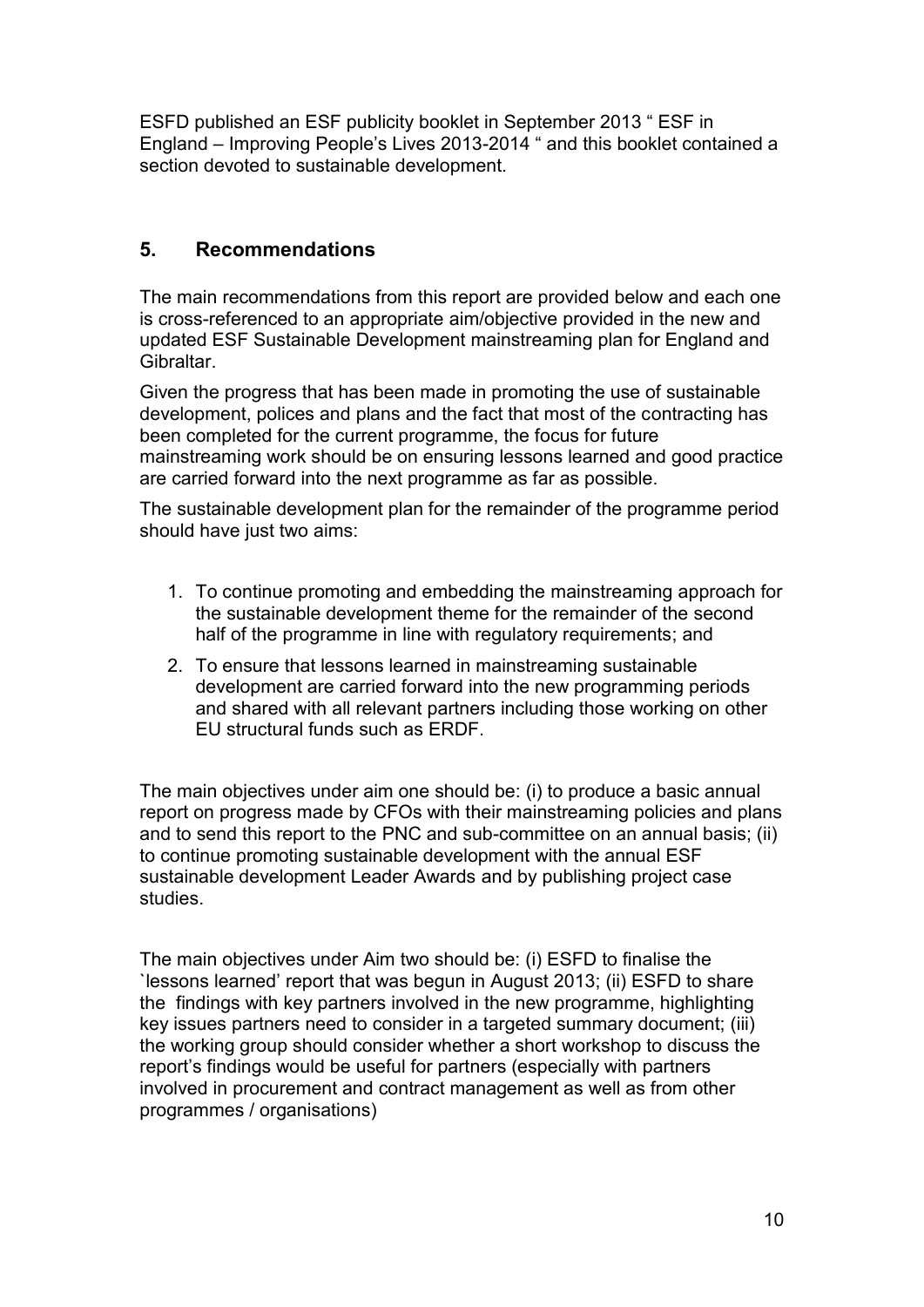ESFD published an ESF publicity booklet in September 2013 " ESF in England – Improving People's Lives 2013-2014 " and this booklet contained a section devoted to sustainable development.

## 5. Recommendations

The main recommendations from this report are provided below and each one is cross-referenced to an appropriate aim/objective provided in the new and updated ESF Sustainable Development mainstreaming plan for England and Gibraltar.

Given the progress that has been made in promoting the use of sustainable development, polices and plans and the fact that most of the contracting has been completed for the current programme, the focus for future mainstreaming work should be on ensuring lessons learned and good practice are carried forward into the next programme as far as possible.

The sustainable development plan for the remainder of the programme period should have just two aims:

1. To continue promoting and embedding the mainstreaming approach for the sustainable development theme for the remainder of the second half of the programme in line with regulatory requirements; and
2. To ensure that lessons learned in mainstreaming sustainable development are carried forward into the new programming periods and shared with all relevant partners including those working on other EU structural funds such as ERDF.

The main objectives under aim one should be: (i) to produce a basic annual report on progress made by CFOs with their mainstreaming policies and plans and to send this report to the PNC and sub-committee on an annual basis; (ii) to continue promoting sustainable development with the annual ESF sustainable development Leader Awards and by publishing project case studies.

The main objectives under Aim two should be: (i) ESFD to finalise the `lessons learned' report that was begun in August 2013; (ii) ESFD to share the findings with key partners involved in the new programme, highlighting key issues partners need to consider in a targeted summary document; (iii) the working group should consider whether a short workshop to discuss the report's findings would be useful for partners (especially with partners involved in procurement and contract management as well as from other programmes / organisations)